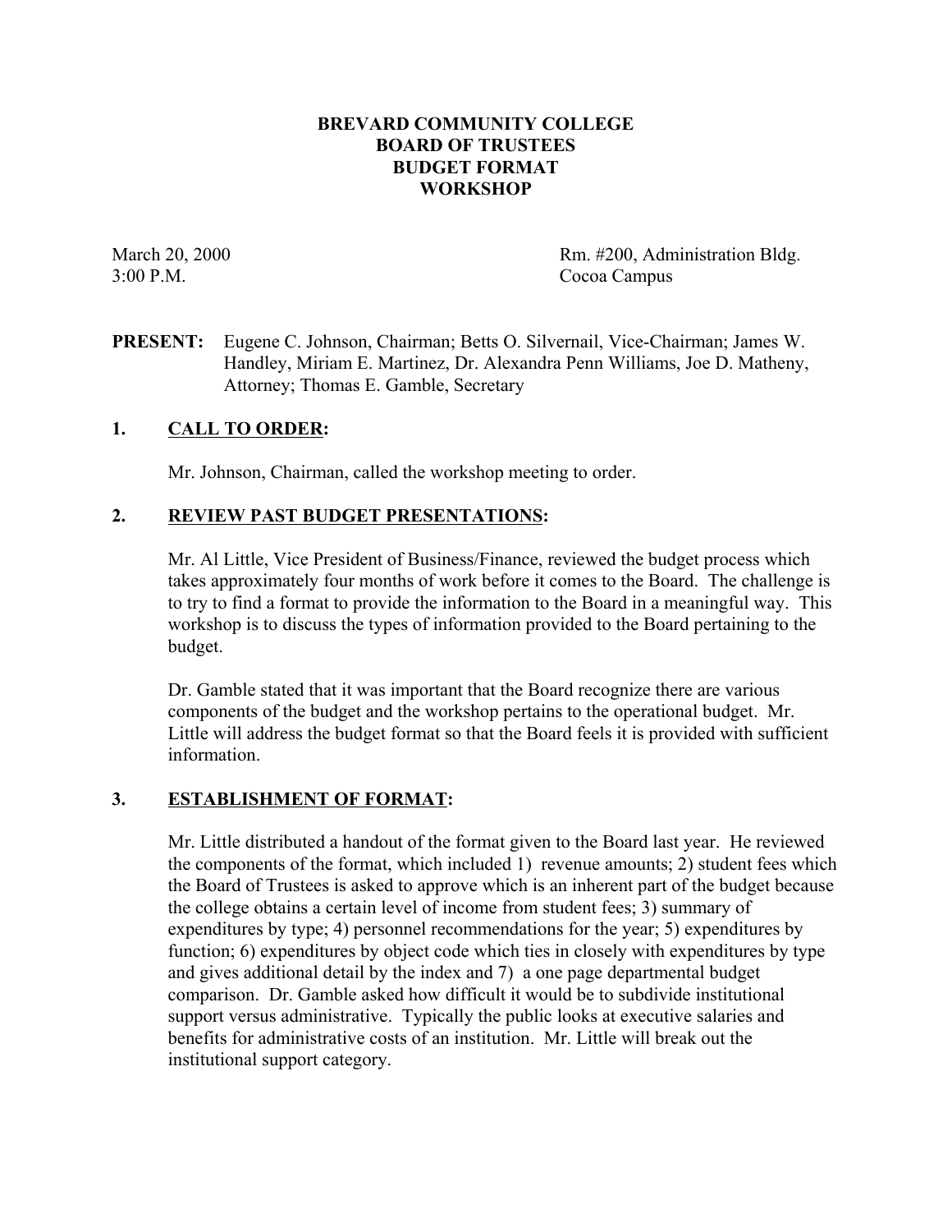# BREVARD COMMUNITY COLLEGE
# BOARD OF TRUSTEES
# BUDGET FORMAT
# WORKSHOP

March 20, 2000 Rm. #200, Administration Bldg.
3:00 P.M. Cocoa Campus

**PRESENT:** Eugene C. Johnson, Chairman; Betts O. Silvernail, Vice-Chairman; James W. Handley, Miriam E. Martinez, Dr. Alexandra Penn Williams, Joe D. Matheny, Attorney; Thomas E. Gamble, Secretary

## 1. <u>CALL TO ORDER</u>:

Mr. Johnson, Chairman, called the workshop meeting to order.

## 2. <u>REVIEW PAST BUDGET PRESENTATIONS</u>:

Mr. Al Little, Vice President of Business/Finance, reviewed the budget process which takes approximately four months of work before it comes to the Board. The challenge is to try to find a format to provide the information to the Board in a meaningful way. This workshop is to discuss the types of information provided to the Board pertaining to the budget.

Dr. Gamble stated that it was important that the Board recognize there are various components of the budget and the workshop pertains to the operational budget. Mr. Little will address the budget format so that the Board feels it is provided with sufficient information.

## 3. <u>ESTABLISHMENT OF FORMAT</u>:

Mr. Little distributed a handout of the format given to the Board last year. He reviewed the components of the format, which included 1) revenue amounts; 2) student fees which the Board of Trustees is asked to approve which is an inherent part of the budget because the college obtains a certain level of income from student fees; 3) summary of expenditures by type; 4) personnel recommendations for the year; 5) expenditures by function; 6) expenditures by object code which ties in closely with expenditures by type and gives additional detail by the index and 7) a one page departmental budget comparison. Dr. Gamble asked how difficult it would be to subdivide institutional support versus administrative. Typically the public looks at executive salaries and benefits for administrative costs of an institution. Mr. Little will break out the institutional support category.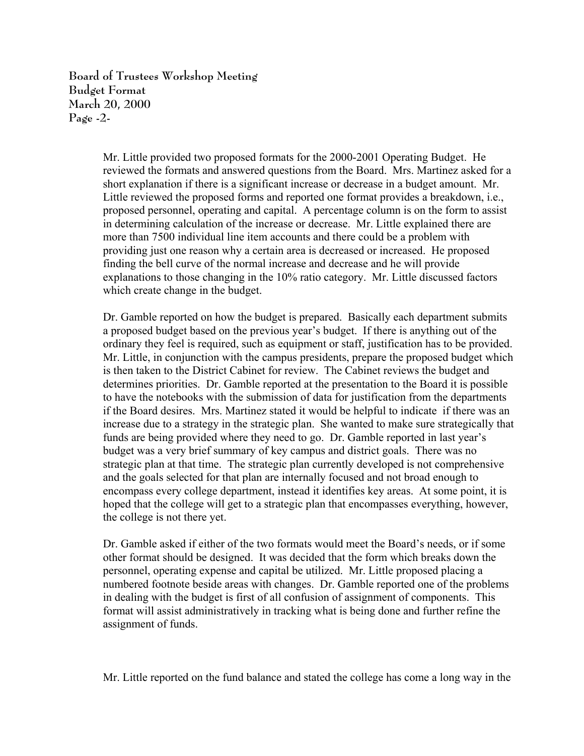Mr. Little provided two proposed formats for the 2000-2001 Operating Budget. He reviewed the formats and answered questions from the Board. Mrs. Martinez asked for a short explanation if there is a significant increase or decrease in a budget amount. Mr. Little reviewed the proposed forms and reported one format provides a breakdown, i.e., proposed personnel, operating and capital. A percentage column is on the form to assist in determining calculation of the increase or decrease. Mr. Little explained there are more than 7500 individual line item accounts and there could be a problem with providing just one reason why a certain area is decreased or increased. He proposed finding the bell curve of the normal increase and decrease and he will provide explanations to those changing in the 10% ratio category. Mr. Little discussed factors which create change in the budget.

Dr. Gamble reported on how the budget is prepared. Basically each department submits a proposed budget based on the previous year's budget. If there is anything out of the ordinary they feel is required, such as equipment or staff, justification has to be provided. Mr. Little, in conjunction with the campus presidents, prepare the proposed budget which is then taken to the District Cabinet for review. The Cabinet reviews the budget and determines priorities. Dr. Gamble reported at the presentation to the Board it is possible to have the notebooks with the submission of data for justification from the departments if the Board desires. Mrs. Martinez stated it would be helpful to indicate if there was an increase due to a strategy in the strategic plan. She wanted to make sure strategically that funds are being provided where they need to go. Dr. Gamble reported in last year's budget was a very brief summary of key campus and district goals. There was no strategic plan at that time. The strategic plan currently developed is not comprehensive and the goals selected for that plan are internally focused and not broad enough to encompass every college department, instead it identifies key areas. At some point, it is hoped that the college will get to a strategic plan that encompasses everything, however, the college is not there yet.

Dr. Gamble asked if either of the two formats would meet the Board's needs, or if some other format should be designed. It was decided that the form which breaks down the personnel, operating expense and capital be utilized. Mr. Little proposed placing a numbered footnote beside areas with changes. Dr. Gamble reported one of the problems in dealing with the budget is first of all confusion of assignment of components. This format will assist administratively in tracking what is being done and further refine the assignment of funds.

Mr. Little reported on the fund balance and stated the college has come a long way in the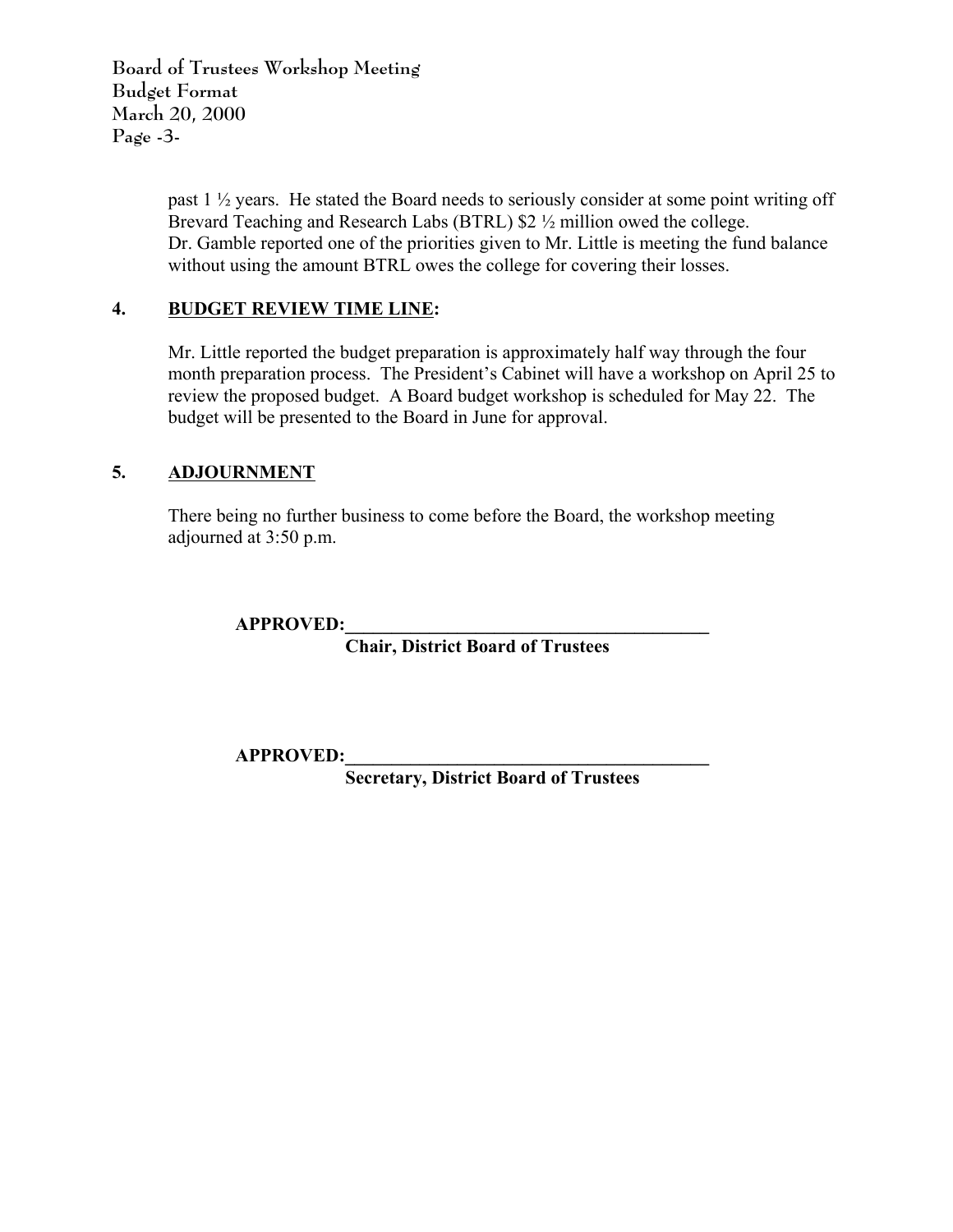past 1 ½ years. He stated the Board needs to seriously consider at some point writing off Brevard Teaching and Research Labs (BTRL) $2 ½ million owed the college. Dr. Gamble reported one of the priorities given to Mr. Little is meeting the fund balance without using the amount BTRL owes the college for covering their losses.

## 4. BUDGET REVIEW TIME LINE:

Mr. Little reported the budget preparation is approximately half way through the four month preparation process. The President's Cabinet will have a workshop on April 25 to review the proposed budget. A Board budget workshop is scheduled for May 22. The budget will be presented to the Board in June for approval.

## 5. ADJOURNMENT

There being no further business to come before the Board, the workshop meeting adjourned at 3:50 p.m.

**APPROVED:**\_\_\_\_\_\_\_\_\_\_\_\_\_\_\_\_\_\_\_\_\_\_\_\_\_\_\_\_\_\_\_\_\_\_\_\_\_\_\_\_

**Chair, District Board of Trustees**

**APPROVED:**\_\_\_\_\_\_\_\_\_\_\_\_\_\_\_\_\_\_\_\_\_\_\_\_\_\_\_\_\_\_\_\_\_\_\_\_\_\_\_\_

**Secretary, District Board of Trustees**